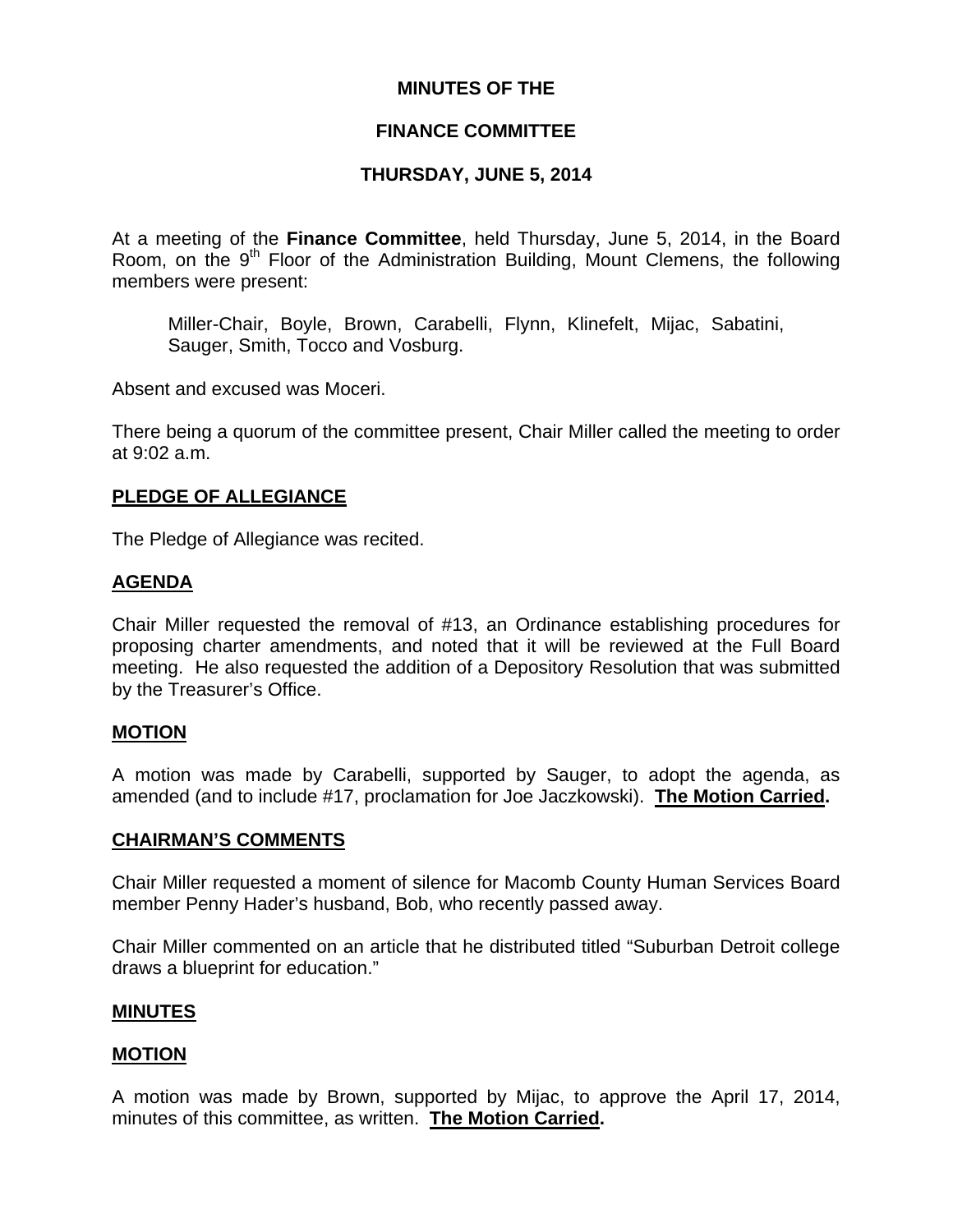**MINUTES OF THE**

**FINANCE COMMITTEE**

**THURSDAY, JUNE 5, 2014**

At a meeting of the **Finance Committee**, held Thursday, June 5, 2014, in the Board Room, on the 9th Floor of the Administration Building, Mount Clemens, the following members were present:

> Miller-Chair, Boyle, Brown, Carabelli, Flynn, Klinefelt, Mijac, Sabatini, Sauger, Smith, Tocco and Vosburg.

Absent and excused was Moceri.

There being a quorum of the committee present, Chair Miller called the meeting to order at 9:02 a.m.

**PLEDGE OF ALLEGIANCE**

The Pledge of Allegiance was recited.

**AGENDA**

Chair Miller requested the removal of #13, an Ordinance establishing procedures for proposing charter amendments, and noted that it will be reviewed at the Full Board meeting. He also requested the addition of a Depository Resolution that was submitted by the Treasurer's Office.

**MOTION**

A motion was made by Carabelli, supported by Sauger, to adopt the agenda, as amended (and to include #17, proclamation for Joe Jaczkowski). **The Motion Carried.**

**CHAIRMAN'S COMMENTS**

Chair Miller requested a moment of silence for Macomb County Human Services Board member Penny Hader's husband, Bob, who recently passed away.

Chair Miller commented on an article that he distributed titled "Suburban Detroit college draws a blueprint for education."

**MINUTES**

**MOTION**

A motion was made by Brown, supported by Mijac, to approve the April 17, 2014, minutes of this committee, as written. **The Motion Carried.**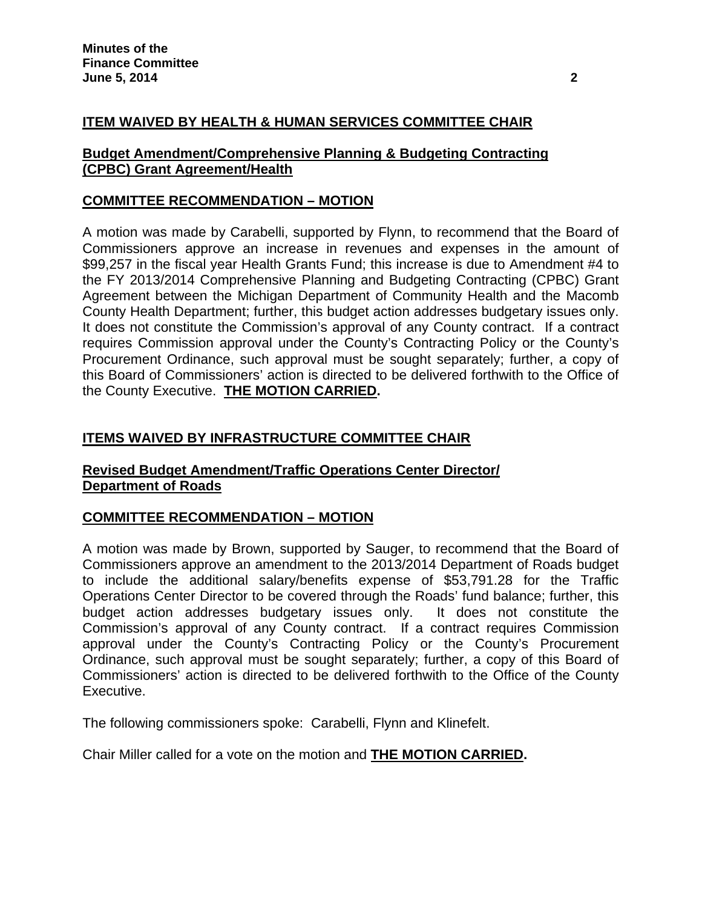**ITEM WAIVED BY HEALTH & HUMAN SERVICES COMMITTEE CHAIR**

**Budget Amendment/Comprehensive Planning & Budgeting Contracting (CPBC) Grant Agreement/Health**

**COMMITTEE RECOMMENDATION – MOTION**

A motion was made by Carabelli, supported by Flynn, to recommend that the Board of Commissioners approve an increase in revenues and expenses in the amount of $99,257 in the fiscal year Health Grants Fund; this increase is due to Amendment #4 to the FY 2013/2014 Comprehensive Planning and Budgeting Contracting (CPBC) Grant Agreement between the Michigan Department of Community Health and the Macomb County Health Department; further, this budget action addresses budgetary issues only. It does not constitute the Commission's approval of any County contract. If a contract requires Commission approval under the County's Contracting Policy or the County's Procurement Ordinance, such approval must be sought separately; further, a copy of this Board of Commissioners' action is directed to be delivered forthwith to the Office of the County Executive. **THE MOTION CARRIED.**

**ITEMS WAIVED BY INFRASTRUCTURE COMMITTEE CHAIR**

**Revised Budget Amendment/Traffic Operations Center Director/ Department of Roads**

**COMMITTEE RECOMMENDATION – MOTION**

A motion was made by Brown, supported by Sauger, to recommend that the Board of Commissioners approve an amendment to the 2013/2014 Department of Roads budget to include the additional salary/benefits expense of $53,791.28 for the Traffic Operations Center Director to be covered through the Roads' fund balance; further, this budget action addresses budgetary issues only. It does not constitute the Commission's approval of any County contract. If a contract requires Commission approval under the County's Contracting Policy or the County's Procurement Ordinance, such approval must be sought separately; further, a copy of this Board of Commissioners' action is directed to be delivered forthwith to the Office of the County Executive.

The following commissioners spoke: Carabelli, Flynn and Klinefelt.

Chair Miller called for a vote on the motion and **THE MOTION CARRIED.**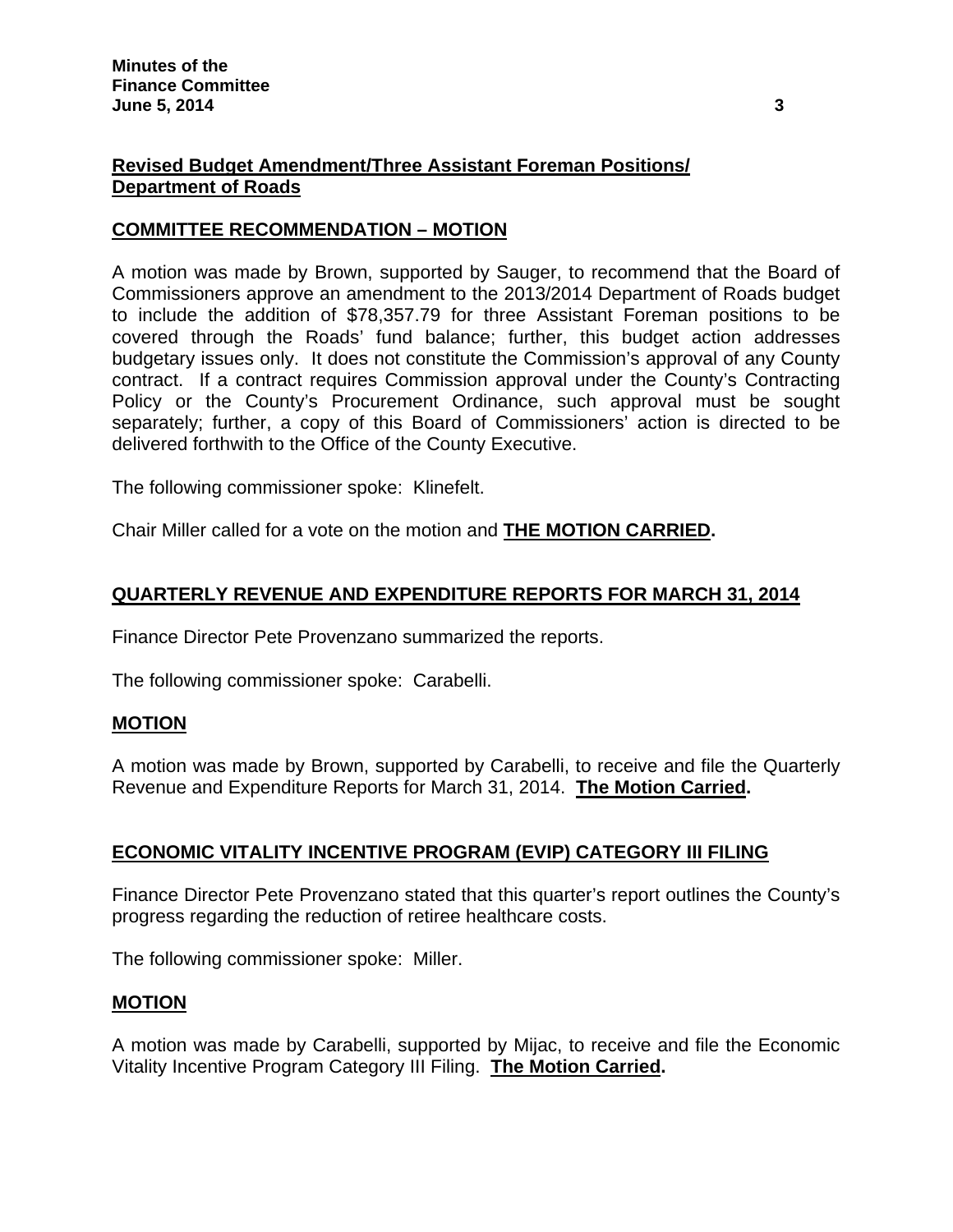## Revised Budget Amendment/Three Assistant Foreman Positions/ Department of Roads

### COMMITTEE RECOMMENDATION – MOTION

A motion was made by Brown, supported by Sauger, to recommend that the Board of Commissioners approve an amendment to the 2013/2014 Department of Roads budget to include the addition of $78,357.79 for three Assistant Foreman positions to be covered through the Roads' fund balance; further, this budget action addresses budgetary issues only. It does not constitute the Commission's approval of any County contract. If a contract requires Commission approval under the County's Contracting Policy or the County's Procurement Ordinance, such approval must be sought separately; further, a copy of this Board of Commissioners' action is directed to be delivered forthwith to the Office of the County Executive.

The following commissioner spoke: Klinefelt.

Chair Miller called for a vote on the motion and **THE MOTION CARRIED.**

## QUARTERLY REVENUE AND EXPENDITURE REPORTS FOR MARCH 31, 2014

Finance Director Pete Provenzano summarized the reports.

The following commissioner spoke: Carabelli.

### MOTION

A motion was made by Brown, supported by Carabelli, to receive and file the Quarterly Revenue and Expenditure Reports for March 31, 2014. **The Motion Carried.**

## ECONOMIC VITALITY INCENTIVE PROGRAM (EVIP) CATEGORY III FILING

Finance Director Pete Provenzano stated that this quarter's report outlines the County's progress regarding the reduction of retiree healthcare costs.

The following commissioner spoke: Miller.

### MOTION

A motion was made by Carabelli, supported by Mijac, to receive and file the Economic Vitality Incentive Program Category III Filing. **The Motion Carried.**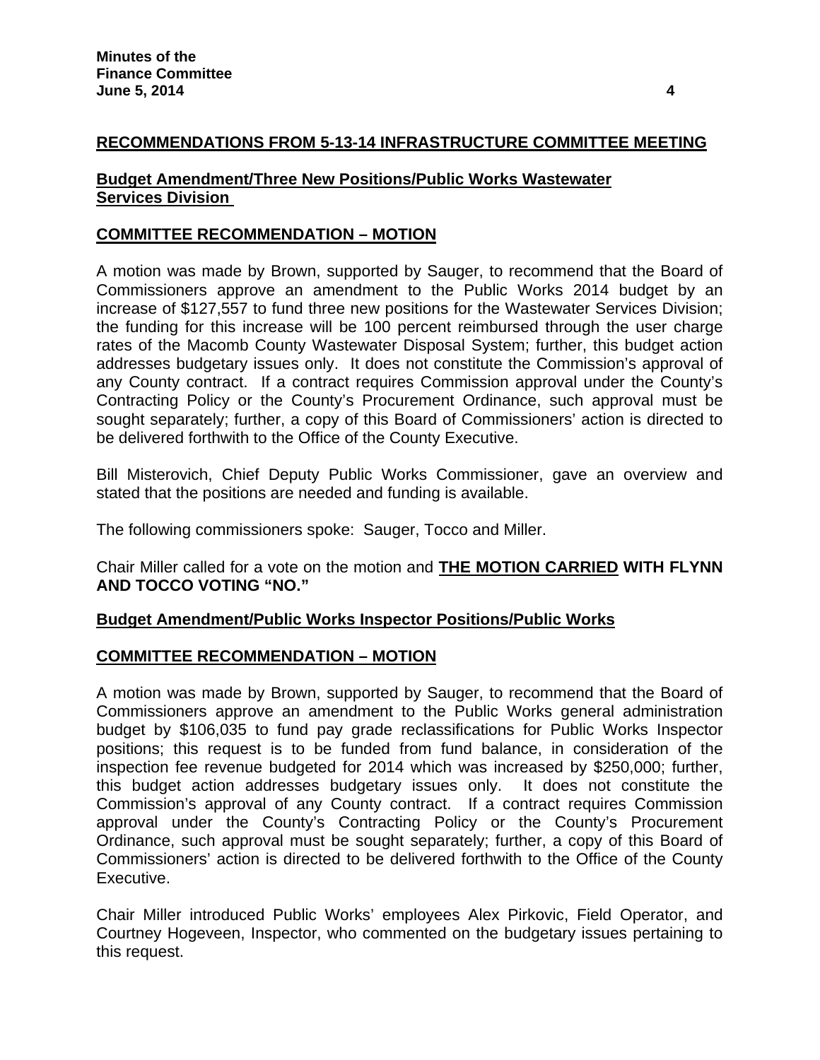## RECOMMENDATIONS FROM 5-13-14 INFRASTRUCTURE COMMITTEE MEETING

### Budget Amendment/Three New Positions/Public Works Wastewater Services Division

### COMMITTEE RECOMMENDATION – MOTION

A motion was made by Brown, supported by Sauger, to recommend that the Board of Commissioners approve an amendment to the Public Works 2014 budget by an increase of $127,557 to fund three new positions for the Wastewater Services Division; the funding for this increase will be 100 percent reimbursed through the user charge rates of the Macomb County Wastewater Disposal System; further, this budget action addresses budgetary issues only. It does not constitute the Commission's approval of any County contract. If a contract requires Commission approval under the County's Contracting Policy or the County's Procurement Ordinance, such approval must be sought separately; further, a copy of this Board of Commissioners' action is directed to be delivered forthwith to the Office of the County Executive.

Bill Misterovich, Chief Deputy Public Works Commissioner, gave an overview and stated that the positions are needed and funding is available.

The following commissioners spoke: Sauger, Tocco and Miller.

Chair Miller called for a vote on the motion and **THE MOTION CARRIED WITH FLYNN AND TOCCO VOTING "NO."**

### Budget Amendment/Public Works Inspector Positions/Public Works

### COMMITTEE RECOMMENDATION – MOTION

A motion was made by Brown, supported by Sauger, to recommend that the Board of Commissioners approve an amendment to the Public Works general administration budget by $106,035 to fund pay grade reclassifications for Public Works Inspector positions; this request is to be funded from fund balance, in consideration of the inspection fee revenue budgeted for 2014 which was increased by $250,000; further, this budget action addresses budgetary issues only. It does not constitute the Commission's approval of any County contract. If a contract requires Commission approval under the County's Contracting Policy or the County's Procurement Ordinance, such approval must be sought separately; further, a copy of this Board of Commissioners' action is directed to be delivered forthwith to the Office of the County Executive.

Chair Miller introduced Public Works' employees Alex Pirkovic, Field Operator, and Courtney Hogeveen, Inspector, who commented on the budgetary issues pertaining to this request.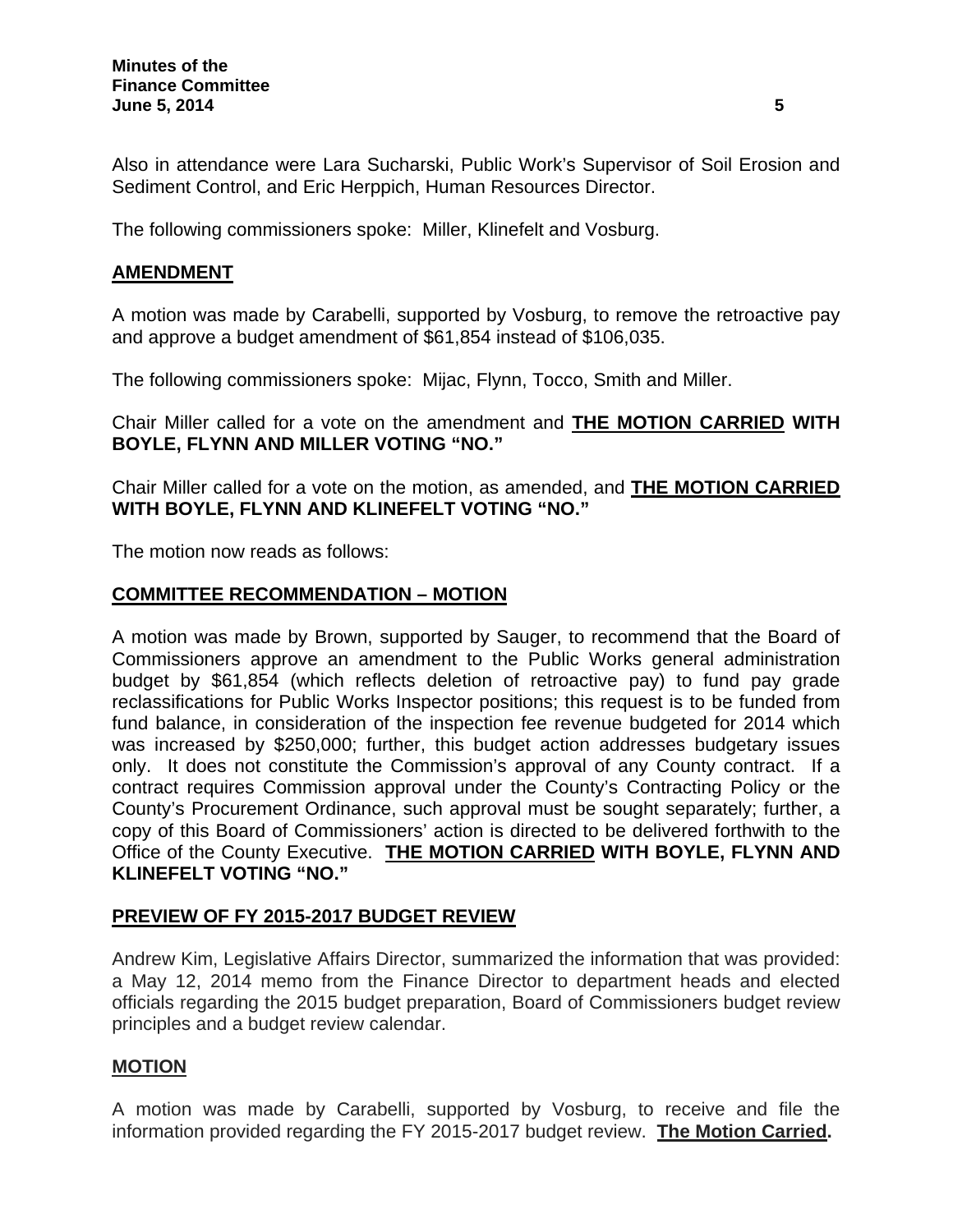Also in attendance were Lara Sucharski, Public Work's Supervisor of Soil Erosion and Sediment Control, and Eric Herppich, Human Resources Director.

The following commissioners spoke: Miller, Klinefelt and Vosburg.

## AMENDMENT

A motion was made by Carabelli, supported by Vosburg, to remove the retroactive pay and approve a budget amendment of $61,854 instead of $106,035.

The following commissioners spoke: Mijac, Flynn, Tocco, Smith and Miller.

Chair Miller called for a vote on the amendment and **THE MOTION CARRIED WITH BOYLE, FLYNN AND MILLER VOTING "NO."**

Chair Miller called for a vote on the motion, as amended, and **THE MOTION CARRIED WITH BOYLE, FLYNN AND KLINEFELT VOTING "NO."**

The motion now reads as follows:

## COMMITTEE RECOMMENDATION – MOTION

A motion was made by Brown, supported by Sauger, to recommend that the Board of Commissioners approve an amendment to the Public Works general administration budget by $61,854 (which reflects deletion of retroactive pay) to fund pay grade reclassifications for Public Works Inspector positions; this request is to be funded from fund balance, in consideration of the inspection fee revenue budgeted for 2014 which was increased by $250,000; further, this budget action addresses budgetary issues only. It does not constitute the Commission's approval of any County contract. If a contract requires Commission approval under the County's Contracting Policy or the County's Procurement Ordinance, such approval must be sought separately; further, a copy of this Board of Commissioners' action is directed to be delivered forthwith to the Office of the County Executive. **THE MOTION CARRIED WITH BOYLE, FLYNN AND KLINEFELT VOTING "NO."**

## PREVIEW OF FY 2015-2017 BUDGET REVIEW

Andrew Kim, Legislative Affairs Director, summarized the information that was provided: a May 12, 2014 memo from the Finance Director to department heads and elected officials regarding the 2015 budget preparation, Board of Commissioners budget review principles and a budget review calendar.

## MOTION

A motion was made by Carabelli, supported by Vosburg, to receive and file the information provided regarding the FY 2015-2017 budget review. **The Motion Carried.**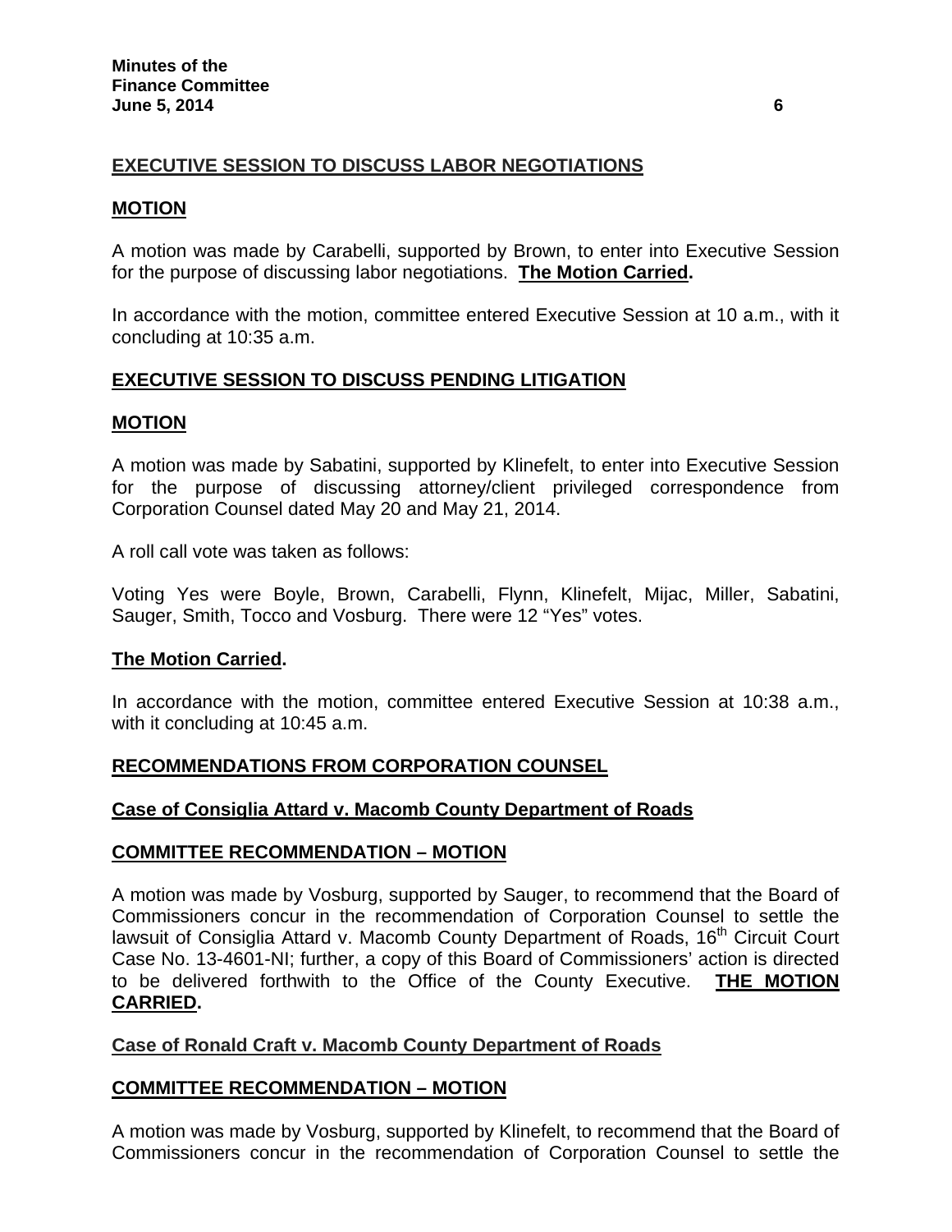## EXECUTIVE SESSION TO DISCUSS LABOR NEGOTIATIONS

### MOTION

A motion was made by Carabelli, supported by Brown, to enter into Executive Session for the purpose of discussing labor negotiations. **The Motion Carried.**

In accordance with the motion, committee entered Executive Session at 10 a.m., with it concluding at 10:35 a.m.

## EXECUTIVE SESSION TO DISCUSS PENDING LITIGATION

### MOTION

A motion was made by Sabatini, supported by Klinefelt, to enter into Executive Session for the purpose of discussing attorney/client privileged correspondence from Corporation Counsel dated May 20 and May 21, 2014.

A roll call vote was taken as follows:

Voting Yes were Boyle, Brown, Carabelli, Flynn, Klinefelt, Mijac, Miller, Sabatini, Sauger, Smith, Tocco and Vosburg. There were 12 "Yes" votes.

**The Motion Carried.**

In accordance with the motion, committee entered Executive Session at 10:38 a.m., with it concluding at 10:45 a.m.

## RECOMMENDATIONS FROM CORPORATION COUNSEL

### Case of Consiglia Attard v. Macomb County Department of Roads

### COMMITTEE RECOMMENDATION – MOTION

A motion was made by Vosburg, supported by Sauger, to recommend that the Board of Commissioners concur in the recommendation of Corporation Counsel to settle the lawsuit of Consiglia Attard v. Macomb County Department of Roads, 16th Circuit Court Case No. 13-4601-NI; further, a copy of this Board of Commissioners' action is directed to be delivered forthwith to the Office of the County Executive. **THE MOTION CARRIED.**

### Case of Ronald Craft v. Macomb County Department of Roads

### COMMITTEE RECOMMENDATION – MOTION

A motion was made by Vosburg, supported by Klinefelt, to recommend that the Board of Commissioners concur in the recommendation of Corporation Counsel to settle the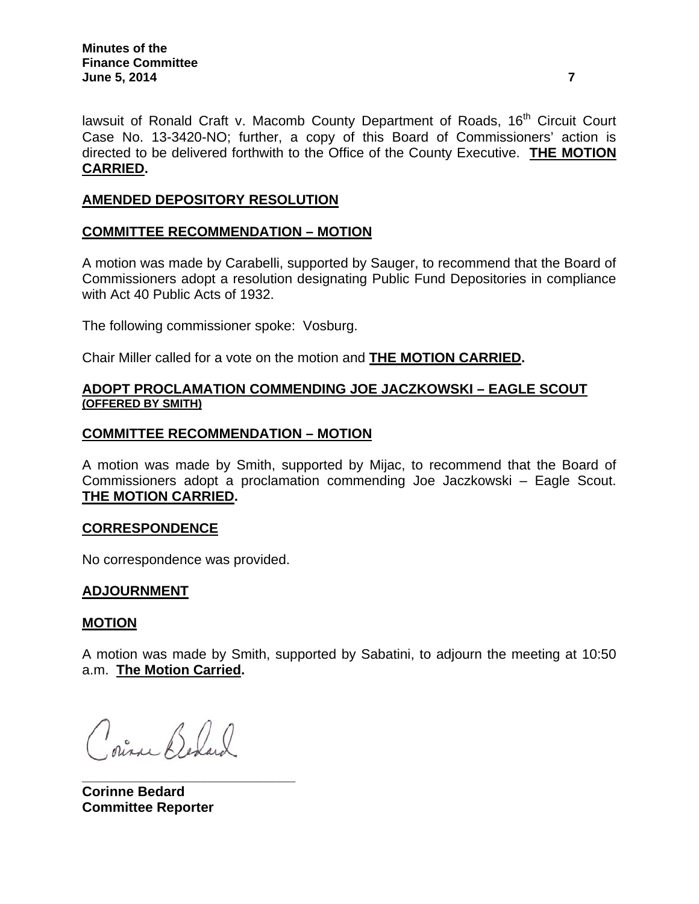lawsuit of Ronald Craft v. Macomb County Department of Roads, 16th Circuit Court Case No. 13-3420-NO; further, a copy of this Board of Commissioners' action is directed to be delivered forthwith to the Office of the County Executive. **THE MOTION CARRIED.**

**AMENDED DEPOSITORY RESOLUTION**

**COMMITTEE RECOMMENDATION – MOTION**

A motion was made by Carabelli, supported by Sauger, to recommend that the Board of Commissioners adopt a resolution designating Public Fund Depositories in compliance with Act 40 Public Acts of 1932.

The following commissioner spoke: Vosburg.

Chair Miller called for a vote on the motion and **THE MOTION CARRIED.**

**ADOPT PROCLAMATION COMMENDING JOE JACZKOWSKI – EAGLE SCOUT (OFFERED BY SMITH)**

**COMMITTEE RECOMMENDATION – MOTION**

A motion was made by Smith, supported by Mijac, to recommend that the Board of Commissioners adopt a proclamation commending Joe Jaczkowski – Eagle Scout. **THE MOTION CARRIED.**

**CORRESPONDENCE**

No correspondence was provided.

**ADJOURNMENT**

**MOTION**

A motion was made by Smith, supported by Sabatini, to adjourn the meeting at 10:50 a.m. **The Motion Carried.**

Corinne Bedard

**Corinne Bedard**
**Committee Reporter**